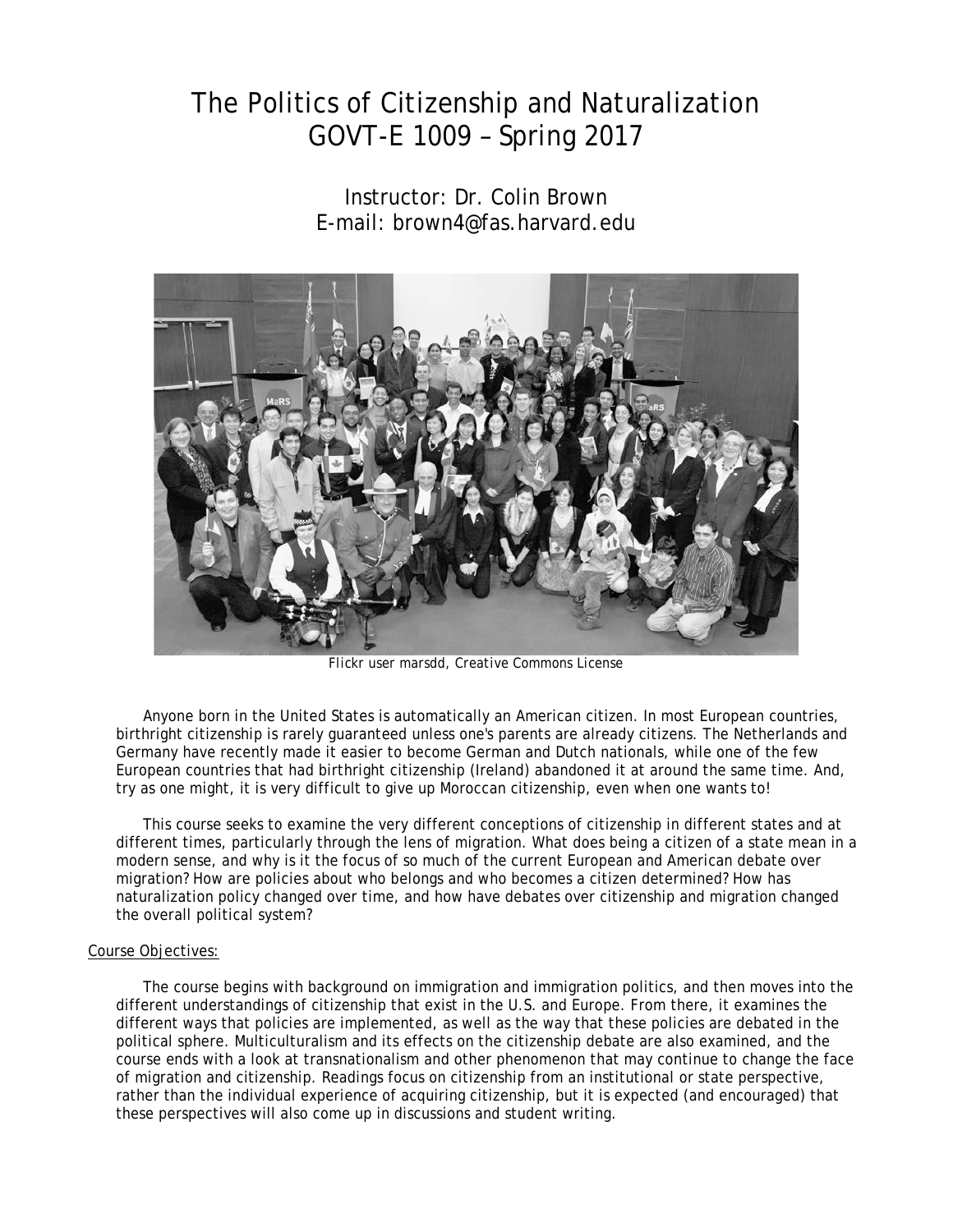# The Politics of Citizenship and Naturalization
# GOVT-E 1009 – Spring 2017

Instructor: Dr. Colin Brown
E-mail: brown4@fas.harvard.edu

*Flickr user marsdd, Creative Commons License*

Anyone born in the United States is automatically an American citizen. In most European countries, birthright citizenship is rarely guaranteed unless one's parents are already citizens. The Netherlands and Germany have recently made it easier to become German and Dutch nationals, while one of the few European countries that had birthright citizenship (Ireland) abandoned it at around the same time. And, try as one might, it is very difficult to give up Moroccan citizenship, even when one wants to!

This course seeks to examine the very different conceptions of citizenship in different states and at different times, particularly through the lens of migration. What does being a citizen of a state mean in a modern sense, and why is it the focus of so much of the current European and American debate over migration? How are policies about who belongs and who becomes a citizen determined? How has naturalization policy changed over time, and how have debates over citizenship and migration changed the overall political system?

## Course Objectives:

The course begins with background on immigration and immigration politics, and then moves into the different understandings of citizenship that exist in the U.S. and Europe. From there, it examines the different ways that policies are implemented, as well as the way that these policies are debated in the political sphere. Multiculturalism and its effects on the citizenship debate are also examined, and the course ends with a look at transnationalism and other phenomenon that may continue to change the face of migration and citizenship. Readings focus on citizenship from an institutional or state perspective, rather than the individual experience of acquiring citizenship, but it is expected (and encouraged) that these perspectives will also come up in discussions and student writing.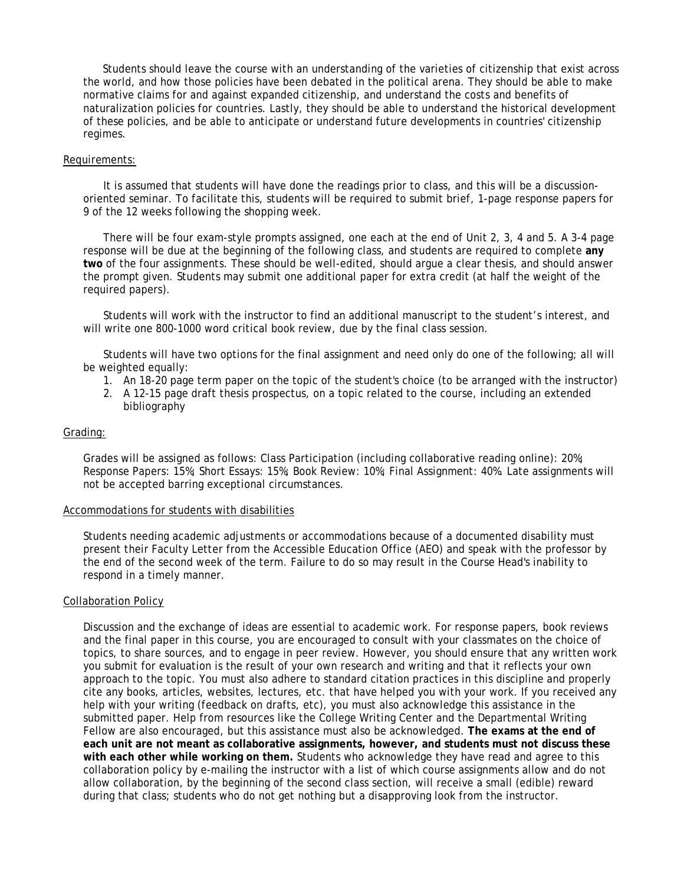Students should leave the course with an understanding of the varieties of citizenship that exist across the world, and how those policies have been debated in the political arena. They should be able to make normative claims for and against expanded citizenship, and understand the costs and benefits of naturalization policies for countries. Lastly, they should be able to understand the historical development of these policies, and be able to anticipate or understand future developments in countries' citizenship regimes.

## Requirements:

It is assumed that students will have done the readings prior to class, and this will be a discussion-oriented seminar. To facilitate this, students will be required to submit brief, 1-page response papers for 9 of the 12 weeks following the shopping week.

There will be four exam-style prompts assigned, one each at the end of Unit 2, 3, 4 and 5. A 3-4 page response will be due at the beginning of the following class, and students are required to complete **any two** of the four assignments. These should be well-edited, should argue a clear thesis, and should answer the prompt given. Students may submit one additional paper for extra credit (at half the weight of the required papers).

Students will work with the instructor to find an additional manuscript to the student's interest, and will write one 800-1000 word critical book review, due by the final class session.

Students will have two options for the final assignment and need only do one of the following; all will be weighted equally:

1. An 18-20 page term paper on the topic of the student's choice (to be arranged with the instructor)
2. A 12-15 page draft thesis prospectus, on a topic related to the course, including an extended bibliography

## Grading:

Grades will be assigned as follows: Class Participation (including collaborative reading online): 20%; Response Papers: 15%; Short Essays: 15%; Book Review: 10%; Final Assignment: 40%. Late assignments will not be accepted barring exceptional circumstances.

## Accommodations for students with disabilities

Students needing academic adjustments or accommodations because of a documented disability must present their Faculty Letter from the Accessible Education Office (AEO) and speak with the professor by the end of the second week of the term. Failure to do so may result in the Course Head's inability to respond in a timely manner.

## Collaboration Policy

Discussion and the exchange of ideas are essential to academic work. For response papers, book reviews and the final paper in this course, you are encouraged to consult with your classmates on the choice of topics, to share sources, and to engage in peer review. However, you should ensure that any written work you submit for evaluation is the result of your own research and writing and that it reflects your own approach to the topic. You must also adhere to standard citation practices in this discipline and properly cite any books, articles, websites, lectures, etc. that have helped you with your work. If you received any help with your writing (feedback on drafts, etc), you must also acknowledge this assistance in the submitted paper. Help from resources like the College Writing Center and the Departmental Writing Fellow are also encouraged, but this assistance must also be acknowledged. **The exams at the end of each unit are not meant as collaborative assignments, however, and students must not discuss these with each other while working on them.** Students who acknowledge they have read and agree to this collaboration policy by e-mailing the instructor with a list of which course assignments allow and do not allow collaboration, by the beginning of the second class section, will receive a small (edible) reward during that class; students who do not get nothing but a disapproving look from the instructor.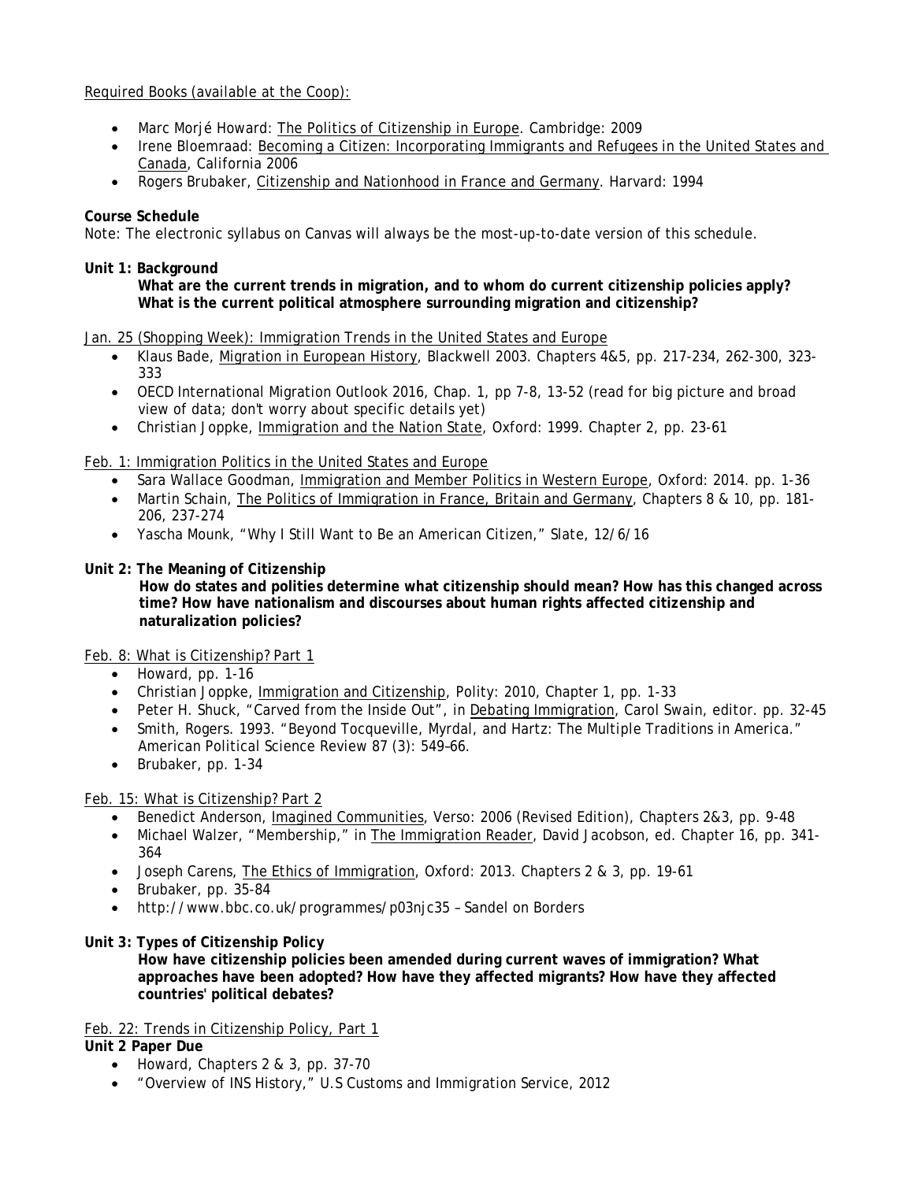Required Books (available at the Coop):

- Marc Morjé Howard: The Politics of Citizenship in Europe. Cambridge: 2009
- Irene Bloemraad: Becoming a Citizen: Incorporating Immigrants and Refugees in the United States and Canada, California 2006
- Rogers Brubaker, Citizenship and Nationhood in France and Germany. Harvard: 1994

**Course Schedule**

Note: The electronic syllabus on Canvas will always be the most-up-to-date version of this schedule.

**Unit 1: Background**

**What are the current trends in migration, and to whom do current citizenship policies apply? What is the current political atmosphere surrounding migration and citizenship?**

Jan. 25 (Shopping Week): Immigration Trends in the United States and Europe

- Klaus Bade, Migration in European History, Blackwell 2003. Chapters 4&5, pp. 217-234, 262-300, 323-333
- OECD International Migration Outlook 2016, Chap. 1, pp 7-8, 13-52 (read for big picture and broad view of data; don't worry about specific details yet)
- Christian Joppke, Immigration and the Nation State, Oxford: 1999. Chapter 2, pp. 23-61

Feb. 1: Immigration Politics in the United States and Europe

- Sara Wallace Goodman, Immigration and Member Politics in Western Europe, Oxford: 2014. pp. 1-36
- Martin Schain, The Politics of Immigration in France, Britain and Germany, Chapters 8 & 10, pp. 181-206, 237-274
- Yascha Mounk, "Why I Still Want to Be an American Citizen," Slate, 12/6/16

**Unit 2: The Meaning of Citizenship**

**How do states and polities determine what citizenship should mean? How has this changed across time? How have nationalism and discourses about human rights affected citizenship and naturalization policies?**

Feb. 8: What is Citizenship? Part 1

- Howard, pp. 1-16
- Christian Joppke, Immigration and Citizenship, Polity: 2010, Chapter 1, pp. 1-33
- Peter H. Shuck, "Carved from the Inside Out", in Debating Immigration, Carol Swain, editor. pp. 32-45
- Smith, Rogers. 1993. "Beyond Tocqueville, Myrdal, and Hartz: The Multiple Traditions in America." American Political Science Review 87 (3): 549–66.
- Brubaker, pp. 1-34

Feb. 15: What is Citizenship? Part 2

- Benedict Anderson, Imagined Communities, Verso: 2006 (Revised Edition), Chapters 2&3, pp. 9-48
- Michael Walzer, "Membership," in The Immigration Reader, David Jacobson, ed. Chapter 16, pp. 341-364
- Joseph Carens, The Ethics of Immigration, Oxford: 2013. Chapters 2 & 3, pp. 19-61
- Brubaker, pp. 35-84
- http://www.bbc.co.uk/programmes/p03njc35 – Sandel on Borders

**Unit 3: Types of Citizenship Policy**

**How have citizenship policies been amended during current waves of immigration? What approaches have been adopted? How have they affected migrants? How have they affected countries' political debates?**

Feb. 22: Trends in Citizenship Policy, Part 1

**Unit 2 Paper Due**

- Howard, Chapters 2 & 3, pp. 37-70
- "Overview of INS History," U.S Customs and Immigration Service, 2012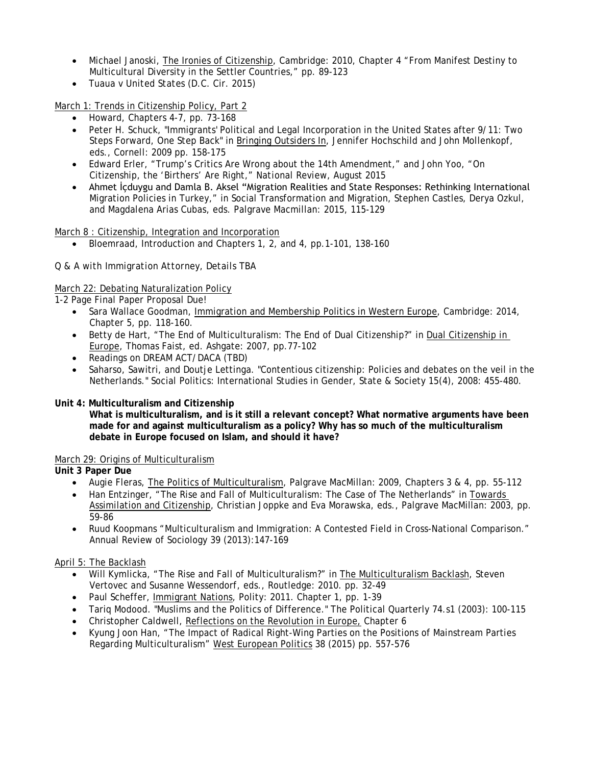- Michael Janoski, The Ironies of Citizenship, Cambridge: 2010, Chapter 4 "From Manifest Destiny to Multicultural Diversity in the Settler Countries," pp. 89-123
- Tuaua v United States (D.C. Cir. 2015)

March 1: Trends in Citizenship Policy, Part 2

- Howard, Chapters 4-7, pp. 73-168
- Peter H. Schuck, "Immigrants' Political and Legal Incorporation in the United States after 9/11: Two Steps Forward, One Step Back" in Bringing Outsiders In, Jennifer Hochschild and John Mollenkopf, eds., Cornell: 2009 pp. 158-175
- Edward Erler, "Trump's Critics Are Wrong about the 14th Amendment," and John Yoo, "On Citizenship, the 'Birthers' Are Right," National Review, August 2015
- Ahmet İçduygu and Damla B. Aksel "Migration Realities and State Responses: Rethinking International Migration Policies in Turkey," in Social Transformation and Migration, Stephen Castles, Derya Ozkul, and Magdalena Arias Cubas, eds. Palgrave Macmillan: 2015, 115-129

March 8 : Citizenship, Integration and Incorporation

- Bloemraad, Introduction and Chapters 1, 2, and 4, pp.1-101, 138-160

*Q & A with Immigration Attorney, Details TBA*

March 22: Debating Naturalization Policy

1-2 Page Final Paper Proposal Due!

- Sara Wallace Goodman, Immigration and Membership Politics in Western Europe, Cambridge: 2014, Chapter 5, pp. 118-160.
- Betty de Hart, "The End of Multiculturalism: The End of Dual Citizenship?" in Dual Citizenship in Europe, Thomas Faist, ed. Ashgate: 2007, pp.77-102
- Readings on DREAM ACT/DACA (TBD)
- Saharso, Sawitri, and Doutje Lettinga. "Contentious citizenship: Policies and debates on the veil in the Netherlands." Social Politics: International Studies in Gender, State & Society 15(4), 2008: 455-480.

**Unit 4: Multiculturalism and Citizenship**

**What is multiculturalism, and is it still a relevant concept? What normative arguments have been made for and against multiculturalism as a policy? Why has so much of the multiculturalism debate in Europe focused on Islam, and should it have?**

March 29: Origins of Multiculturalism

**Unit 3 Paper Due**

- Augie Fleras, The Politics of Multiculturalism, Palgrave MacMillan: 2009, Chapters 3 & 4, pp. 55-112
- Han Entzinger, "The Rise and Fall of Multiculturalism: The Case of The Netherlands" in Towards Assimilation and Citizenship, Christian Joppke and Eva Morawska, eds., Palgrave MacMillan: 2003, pp. 59-86
- Ruud Koopmans "Multiculturalism and Immigration: A Contested Field in Cross-National Comparison." Annual Review of Sociology 39 (2013):147-169

April 5: The Backlash

- Will Kymlicka, "The Rise and Fall of Multiculturalism?" in The Multiculturalism Backlash, Steven Vertovec and Susanne Wessendorf, eds., Routledge: 2010. pp. 32-49
- Paul Scheffer, Immigrant Nations, Polity: 2011. Chapter 1, pp. 1-39
- Tariq Modood. "Muslims and the Politics of Difference." The Political Quarterly 74.s1 (2003): 100-115
- Christopher Caldwell, Reflections on the Revolution in Europe, Chapter 6
- Kyung Joon Han, "The Impact of Radical Right-Wing Parties on the Positions of Mainstream Parties Regarding Multiculturalism" West European Politics 38 (2015) pp. 557-576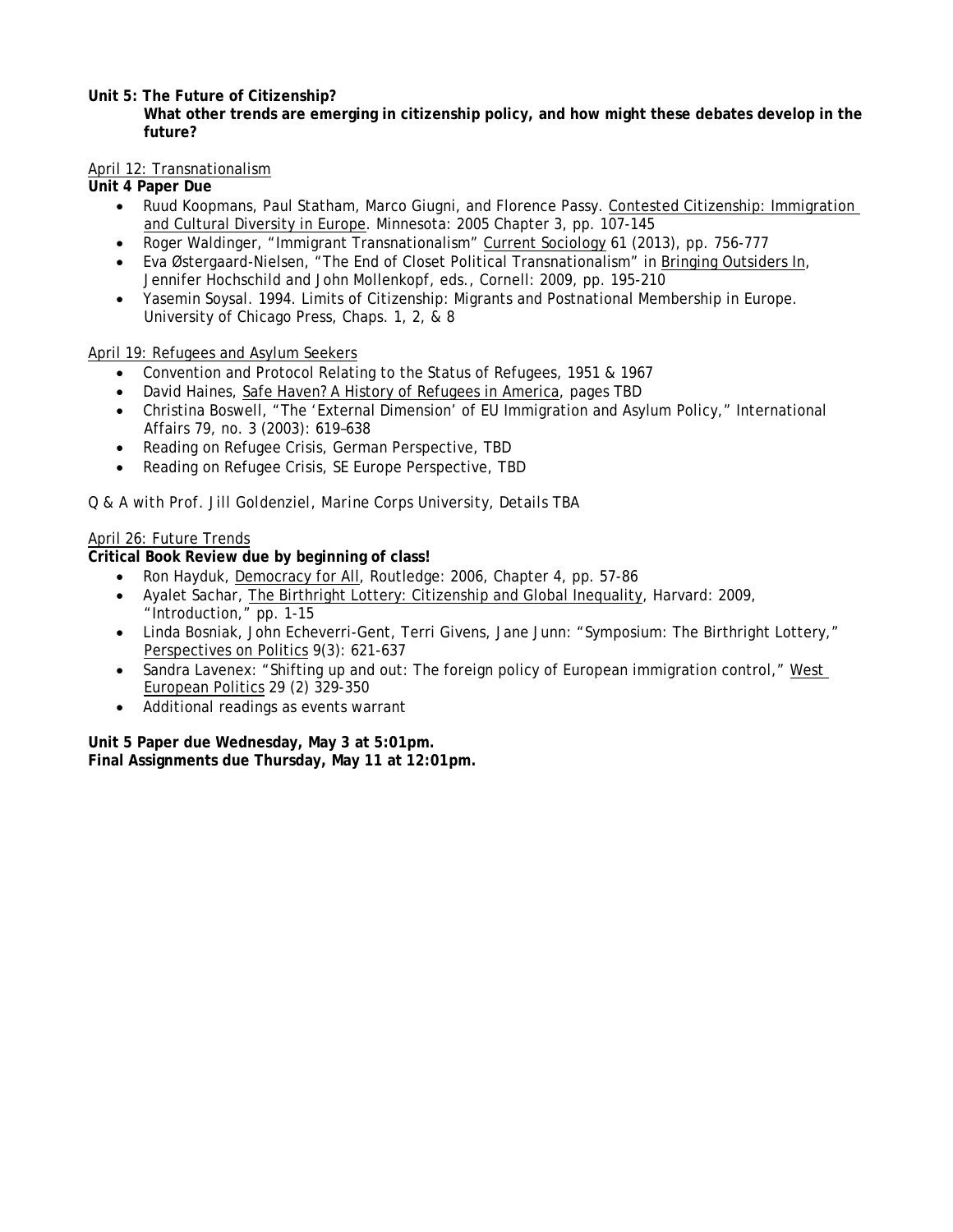**Unit 5: The Future of Citizenship?**

**What other trends are emerging in citizenship policy, and how might these debates develop in the future?**

April 12: Transnationalism

**Unit 4 Paper Due**

- Ruud Koopmans, Paul Statham, Marco Giugni, and Florence Passy. Contested Citizenship: Immigration and Cultural Diversity in Europe. Minnesota: 2005 Chapter 3, pp. 107-145
- Roger Waldinger, "Immigrant Transnationalism" Current Sociology 61 (2013), pp. 756-777
- Eva Østergaard-Nielsen, "The End of Closet Political Transnationalism" in Bringing Outsiders In, Jennifer Hochschild and John Mollenkopf, eds., Cornell: 2009, pp. 195-210
- Yasemin Soysal. 1994. Limits of Citizenship: Migrants and Postnational Membership in Europe. University of Chicago Press, Chaps. 1, 2, & 8

April 19: Refugees and Asylum Seekers

- Convention and Protocol Relating to the Status of Refugees, 1951 & 1967
- David Haines, Safe Haven? A History of Refugees in America, pages TBD
- Christina Boswell, "The 'External Dimension' of EU Immigration and Asylum Policy," International Affairs 79, no. 3 (2003): 619–638
- Reading on Refugee Crisis, German Perspective, TBD
- Reading on Refugee Crisis, SE Europe Perspective, TBD

*Q & A with Prof. Jill Goldenziel, Marine Corps University, Details TBA*

April 26: Future Trends

**Critical Book Review due by beginning of class!**

- Ron Hayduk, Democracy for All, Routledge: 2006, Chapter 4, pp. 57-86
- Ayalet Sachar, The Birthright Lottery: Citizenship and Global Inequality, Harvard: 2009, "Introduction," pp. 1-15
- Linda Bosniak, John Echeverri-Gent, Terri Givens, Jane Junn: "Symposium: The Birthright Lottery," Perspectives on Politics 9(3): 621-637
- Sandra Lavenex: "Shifting up and out: The foreign policy of European immigration control," West European Politics 29 (2) 329-350
- Additional readings as events warrant

**Unit 5 Paper due Wednesday, May 3 at 5:01pm.**
**Final Assignments due Thursday, May 11 at 12:01pm.**